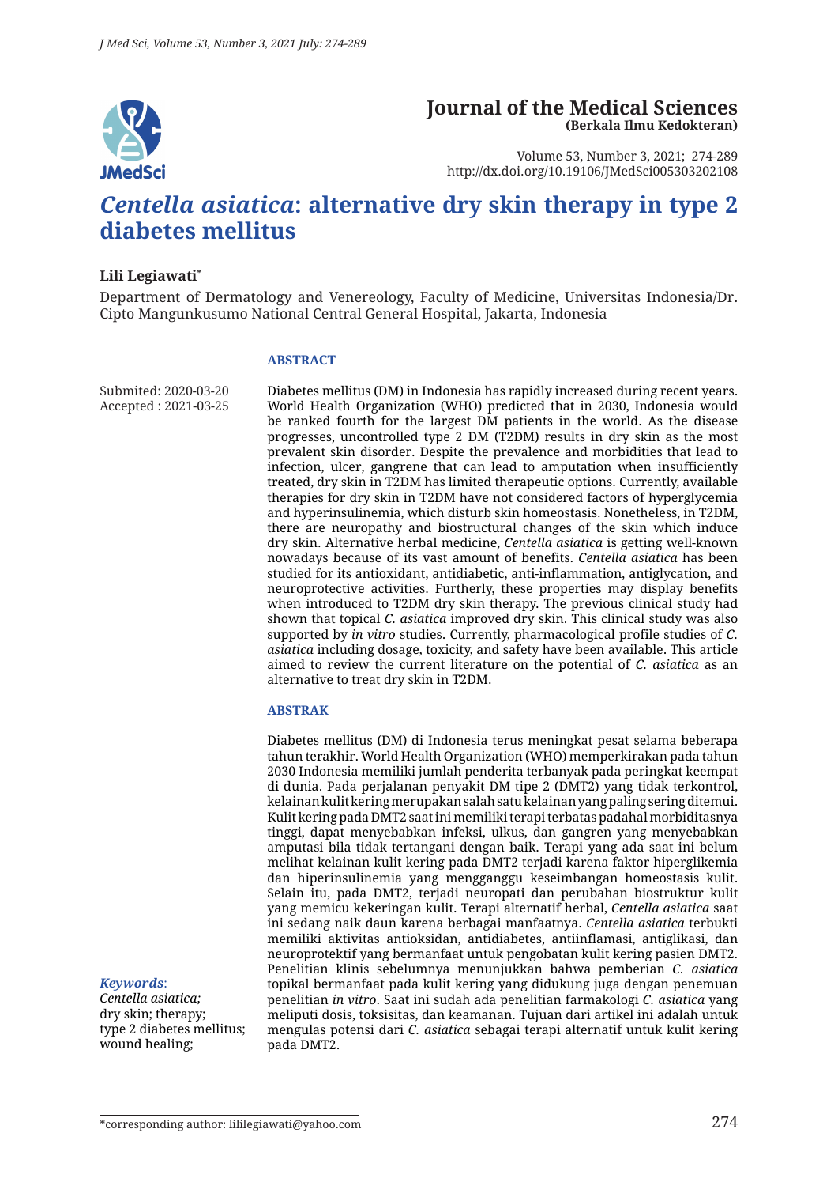# Journal of the Medical Sciences
**(Berkala Ilmu Kedokteran)**

Volume 53, Number 3, 2021; 274-289
http://dx.doi.org/10.19106/JMedSci005303202108

# *Centella asiatica*: alternative dry skin therapy in type 2 diabetes mellitus

**Lili Legiawati***

Department of Dermatology and Venereology, Faculty of Medicine, Universitas Indonesia/Dr. Cipto Mangunkusumo National Central General Hospital, Jakarta, Indonesia

Submited: 2020-03-20
Accepted : 2021-03-25

### ABSTRACT

Diabetes mellitus (DM) in Indonesia has rapidly increased during recent years. World Health Organization (WHO) predicted that in 2030, Indonesia would be ranked fourth for the largest DM patients in the world. As the disease progresses, uncontrolled type 2 DM (T2DM) results in dry skin as the most prevalent skin disorder. Despite the prevalence and morbidities that lead to infection, ulcer, gangrene that can lead to amputation when insufficiently treated, dry skin in T2DM has limited therapeutic options. Currently, available therapies for dry skin in T2DM have not considered factors of hyperglycemia and hyperinsulinemia, which disturb skin homeostasis. Nonetheless, in T2DM, there are neuropathy and biostructural changes of the skin which induce dry skin. Alternative herbal medicine, *Centella asiatica* is getting well-known nowadays because of its vast amount of benefits. *Centella asiatica* has been studied for its antioxidant, antidiabetic, anti-inflammation, antiglycation, and neuroprotective activities. Furtherly, these properties may display benefits when introduced to T2DM dry skin therapy. The previous clinical study had shown that topical *C. asiatica* improved dry skin. This clinical study was also supported by *in vitro* studies. Currently, pharmacological profile studies of *C. asiatica* including dosage, toxicity, and safety have been available. This article aimed to review the current literature on the potential of *C. asiatica* as an alternative to treat dry skin in T2DM.

### ABSTRAK

Diabetes mellitus (DM) di Indonesia terus meningkat pesat selama beberapa tahun terakhir. World Health Organization (WHO) memperkirakan pada tahun 2030 Indonesia memiliki jumlah penderita terbanyak pada peringkat keempat di dunia. Pada perjalanan penyakit DM tipe 2 (DMT2) yang tidak terkontrol, kelainan kulit kering merupakan salah satu kelainan yang paling sering ditemui. Kulit kering pada DMT2 saat ini memiliki terapi terbatas padahal morbiditasnya tinggi, dapat menyebabkan infeksi, ulkus, dan gangren yang menyebabkan amputasi bila tidak tertangani dengan baik. Terapi yang ada saat ini belum melihat kelainan kulit kering pada DMT2 terjadi karena faktor hiperglikemia dan hiperinsulinemia yang mengganggu keseimbangan homeostasis kulit. Selain itu, pada DMT2, terjadi neuropati dan perubahan biostruktur kulit yang memicu kekeringan kulit. Terapi alternatif herbal, *Centella asiatica* saat ini sedang naik daun karena berbagai manfaatnya. *Centella asiatica* terbukti memiliki aktivitas antioksidan, antidiabetes, antiinflamasi, antiglikasi, dan neuroprotektif yang bermanfaat untuk pengobatan kulit kering pasien DMT2. Penelitian klinis sebelumnya menunjukkan bahwa pemberian *C. asiatica* topikal bermanfaat pada kulit kering yang didukung juga dengan penemuan penelitian *in vitro*. Saat ini sudah ada penelitian farmakologi *C. asiatica* yang meliputi dosis, toksisitas, dan keamanan. Tujuan dari artikel ini adalah untuk mengulas potensi dari *C. asiatica* sebagai terapi alternatif untuk kulit kering pada DMT2.

***Keywords***:
*Centella asiatica;*
dry skin; therapy;
type 2 diabetes mellitus;
wound healing;

*corresponding author: lililegiawati@yahoo.com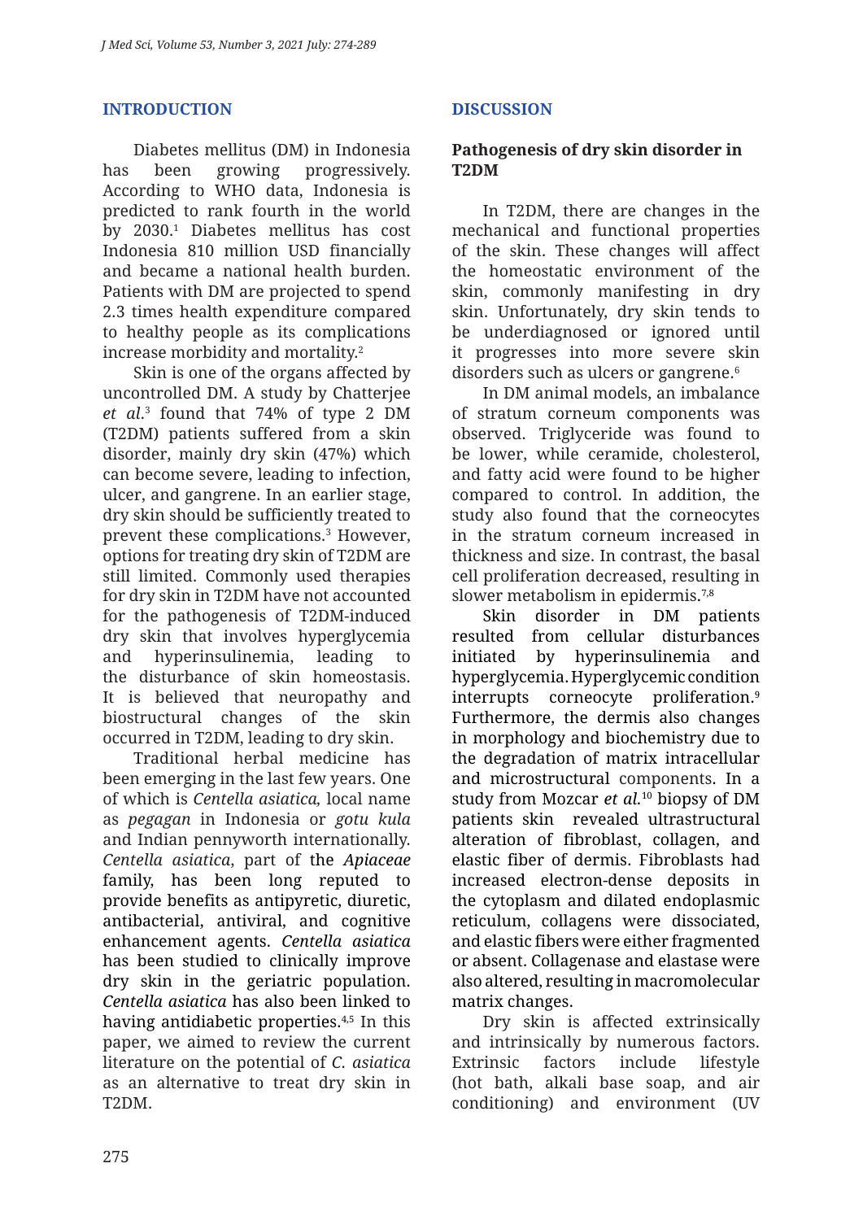## INTRODUCTION

Diabetes mellitus (DM) in Indonesia has been growing progressively. According to WHO data, Indonesia is predicted to rank fourth in the world by 2030.[1] Diabetes mellitus has cost Indonesia 810 million USD financially and became a national health burden. Patients with DM are projected to spend 2.3 times health expenditure compared to healthy people as its complications increase morbidity and mortality.[2]

Skin is one of the organs affected by uncontrolled DM. A study by Chatterjee *et al*.[3] found that 74% of type 2 DM (T2DM) patients suffered from a skin disorder, mainly dry skin (47%) which can become severe, leading to infection, ulcer, and gangrene. In an earlier stage, dry skin should be sufficiently treated to prevent these complications.[3] However, options for treating dry skin of T2DM are still limited. Commonly used therapies for dry skin in T2DM have not accounted for the pathogenesis of T2DM-induced dry skin that involves hyperglycemia and hyperinsulinemia, leading to the disturbance of skin homeostasis. It is believed that neuropathy and biostructural changes of the skin occurred in T2DM, leading to dry skin.

Traditional herbal medicine has been emerging in the last few years. One of which is *Centella asiatica,* local name as *pegagan* in Indonesia or *gotu kula* and Indian pennyworth internationally. *Centella asiatica*, part of the *Apiaceae* family, has been long reputed to provide benefits as antipyretic, diuretic, antibacterial, antiviral, and cognitive enhancement agents. *Centella asiatica* has been studied to clinically improve dry skin in the geriatric population. *Centella asiatica* has also been linked to having antidiabetic properties.[4,5] In this paper, we aimed to review the current literature on the potential of *C. asiatica* as an alternative to treat dry skin in T2DM.

## DISCUSSION

### Pathogenesis of dry skin disorder in T2DM

In T2DM, there are changes in the mechanical and functional properties of the skin. These changes will affect the homeostatic environment of the skin, commonly manifesting in dry skin. Unfortunately, dry skin tends to be underdiagnosed or ignored until it progresses into more severe skin disorders such as ulcers or gangrene.[6]

In DM animal models, an imbalance of stratum corneum components was observed. Triglyceride was found to be lower, while ceramide, cholesterol, and fatty acid were found to be higher compared to control. In addition, the study also found that the corneocytes in the stratum corneum increased in thickness and size. In contrast, the basal cell proliferation decreased, resulting in slower metabolism in epidermis.[7,8]

Skin disorder in DM patients resulted from cellular disturbances initiated by hyperinsulinemia and hyperglycemia. Hyperglycemic condition interrupts corneocyte proliferation.[9] Furthermore, the dermis also changes in morphology and biochemistry due to the degradation of matrix intracellular and microstructural components. In a study from Mozcar *et al.*[10] biopsy of DM patients skin revealed ultrastructural alteration of fibroblast, collagen, and elastic fiber of dermis. Fibroblasts had increased electron-dense deposits in the cytoplasm and dilated endoplasmic reticulum, collagens were dissociated, and elastic fibers were either fragmented or absent. Collagenase and elastase were also altered, resulting in macromolecular matrix changes.

Dry skin is affected extrinsically and intrinsically by numerous factors. Extrinsic factors include lifestyle (hot bath, alkali base soap, and air conditioning) and environment (UV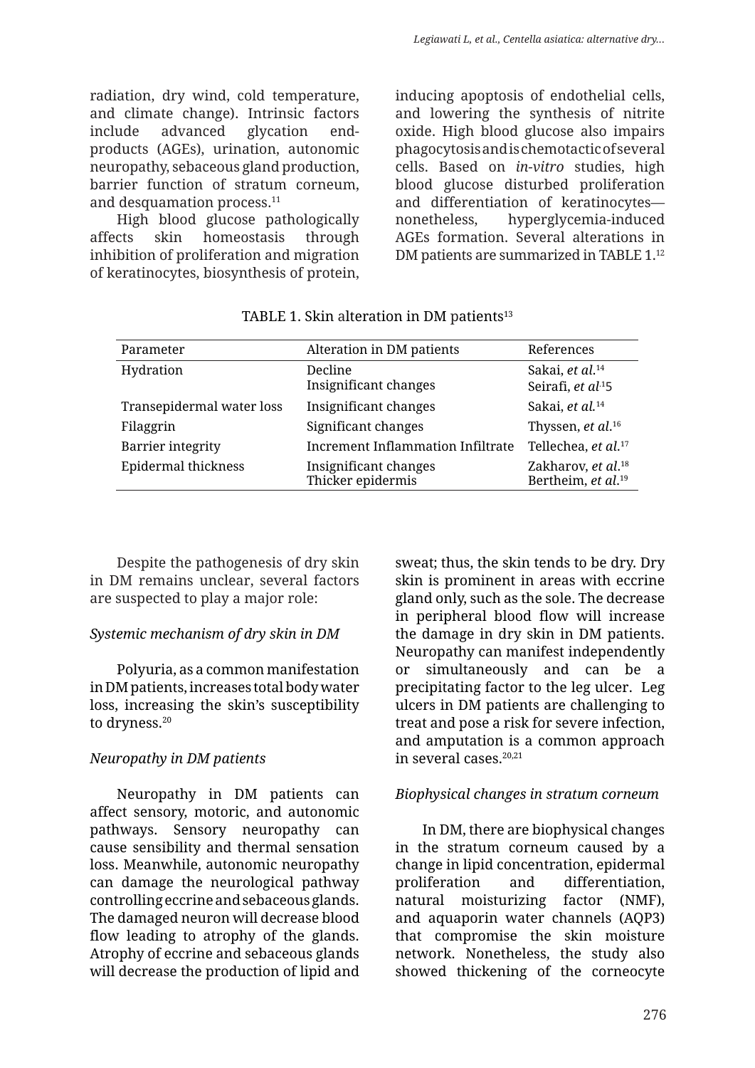radiation, dry wind, cold temperature, and climate change). Intrinsic factors include advanced glycation end-products (AGEs), urination, autonomic neuropathy, sebaceous gland production, barrier function of stratum corneum, and desquamation process.[11]

High blood glucose pathologically affects skin homeostasis through inhibition of proliferation and migration of keratinocytes, biosynthesis of protein, inducing apoptosis of endothelial cells, and lowering the synthesis of nitrite oxide. High blood glucose also impairs phagocytosis and is chemotactic of several cells. Based on *in-vitro* studies, high blood glucose disturbed proliferation and differentiation of keratinocytes—nonetheless, hyperglycemia-induced AGEs formation. Several alterations in DM patients are summarized in TABLE 1.[12]

TABLE 1. Skin alteration in DM patients[13]

| Parameter | Alteration in DM patients | References |
| --- | --- | --- |
| Hydration | Decline<br>Insignificant changes | Sakai, *et al.*[14]<br>Seirafi, *et al.*[15] |
| Transepidermal water loss | Insignificant changes | Sakai, *et al.*[14] |
| Filaggrin | Significant changes | Thyssen, *et al.*[16] |
| Barrier integrity | Increment Inflammation Infiltrate | Tellechea, *et al.*[17] |
| Epidermal thickness | Insignificant changes<br>Thicker epidermis | Zakharov, *et al.*[18]<br>Bertheim, *et al.*[19] |

Despite the pathogenesis of dry skin in DM remains unclear, several factors are suspected to play a major role:

*Systemic mechanism of dry skin in DM*

Polyuria, as a common manifestation in DM patients, increases total body water loss, increasing the skin's susceptibility to dryness.[20]

*Neuropathy in DM patients*

Neuropathy in DM patients can affect sensory, motoric, and autonomic pathways. Sensory neuropathy can cause sensibility and thermal sensation loss. Meanwhile, autonomic neuropathy can damage the neurological pathway controlling eccrine and sebaceous glands. The damaged neuron will decrease blood flow leading to atrophy of the glands. Atrophy of eccrine and sebaceous glands will decrease the production of lipid and sweat; thus, the skin tends to be dry. Dry skin is prominent in areas with eccrine gland only, such as the sole. The decrease in peripheral blood flow will increase the damage in dry skin in DM patients. Neuropathy can manifest independently or simultaneously and can be a precipitating factor to the leg ulcer. Leg ulcers in DM patients are challenging to treat and pose a risk for severe infection, and amputation is a common approach in several cases.[20,21]

*Biophysical changes in stratum corneum*

In DM, there are biophysical changes in the stratum corneum caused by a change in lipid concentration, epidermal proliferation and differentiation, natural moisturizing factor (NMF), and aquaporin water channels (AQP3) that compromise the skin moisture network. Nonetheless, the study also showed thickening of the corneocyte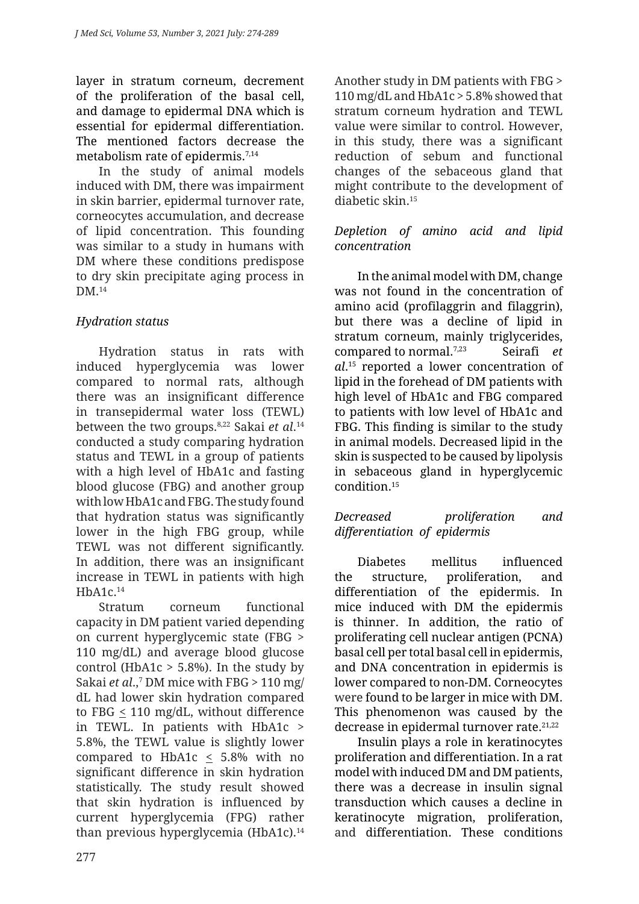layer in stratum corneum, decrement of the proliferation of the basal cell, and damage to epidermal DNA which is essential for epidermal differentiation. The mentioned factors decrease the metabolism rate of epidermis.[7,14]

In the study of animal models induced with DM, there was impairment in skin barrier, epidermal turnover rate, corneocytes accumulation, and decrease of lipid concentration. This founding was similar to a study in humans with DM where these conditions predispose to dry skin precipitate aging process in DM.[14]

*Hydration status*

Hydration status in rats with induced hyperglycemia was lower compared to normal rats, although there was an insignificant difference in transepidermal water loss (TEWL) between the two groups.[8,22] Sakai *et al*.[14] conducted a study comparing hydration status and TEWL in a group of patients with a high level of HbA1c and fasting blood glucose (FBG) and another group with low HbA1c and FBG. The study found that hydration status was significantly lower in the high FBG group, while TEWL was not different significantly. In addition, there was an insignificant increase in TEWL in patients with high HbA1c.[14]

Stratum corneum functional capacity in DM patient varied depending on current hyperglycemic state (FBG > 110 mg/dL) and average blood glucose control (HbA1c > 5.8%). In the study by Sakai *et al*.,[7] DM mice with FBG > 110 mg/dL had lower skin hydration compared to FBG ≤ 110 mg/dL, without difference in TEWL. In patients with HbA1c > 5.8%, the TEWL value is slightly lower compared to HbA1c ≤ 5.8% with no significant difference in skin hydration statistically. The study result showed that skin hydration is influenced by current hyperglycemia (FPG) rather than previous hyperglycemia (HbA1c).[14]

Another study in DM patients with FBG > 110 mg/dL and HbA1c > 5.8% showed that stratum corneum hydration and TEWL value were similar to control. However, in this study, there was a significant reduction of sebum and functional changes of the sebaceous gland that might contribute to the development of diabetic skin.[15]

*Depletion of amino acid and lipid concentration*

In the animal model with DM, change was not found in the concentration of amino acid (profilaggrin and filaggrin), but there was a decline of lipid in stratum corneum, mainly triglycerides, compared to normal.[7,23] Seirafi *et al*.[15] reported a lower concentration of lipid in the forehead of DM patients with high level of HbA1c and FBG compared to patients with low level of HbA1c and FBG. This finding is similar to the study in animal models. Decreased lipid in the skin is suspected to be caused by lipolysis in sebaceous gland in hyperglycemic condition.[15]

*Decreased proliferation and differentiation of epidermis*

Diabetes mellitus influenced the structure, proliferation, and differentiation of the epidermis. In mice induced with DM the epidermis is thinner. In addition, the ratio of proliferating cell nuclear antigen (PCNA) basal cell per total basal cell in epidermis, and DNA concentration in epidermis is lower compared to non-DM. Corneocytes were found to be larger in mice with DM. This phenomenon was caused by the decrease in epidermal turnover rate.[21,22]

Insulin plays a role in keratinocytes proliferation and differentiation. In a rat model with induced DM and DM patients, there was a decrease in insulin signal transduction which causes a decline in keratinocyte migration, proliferation, and differentiation. These conditions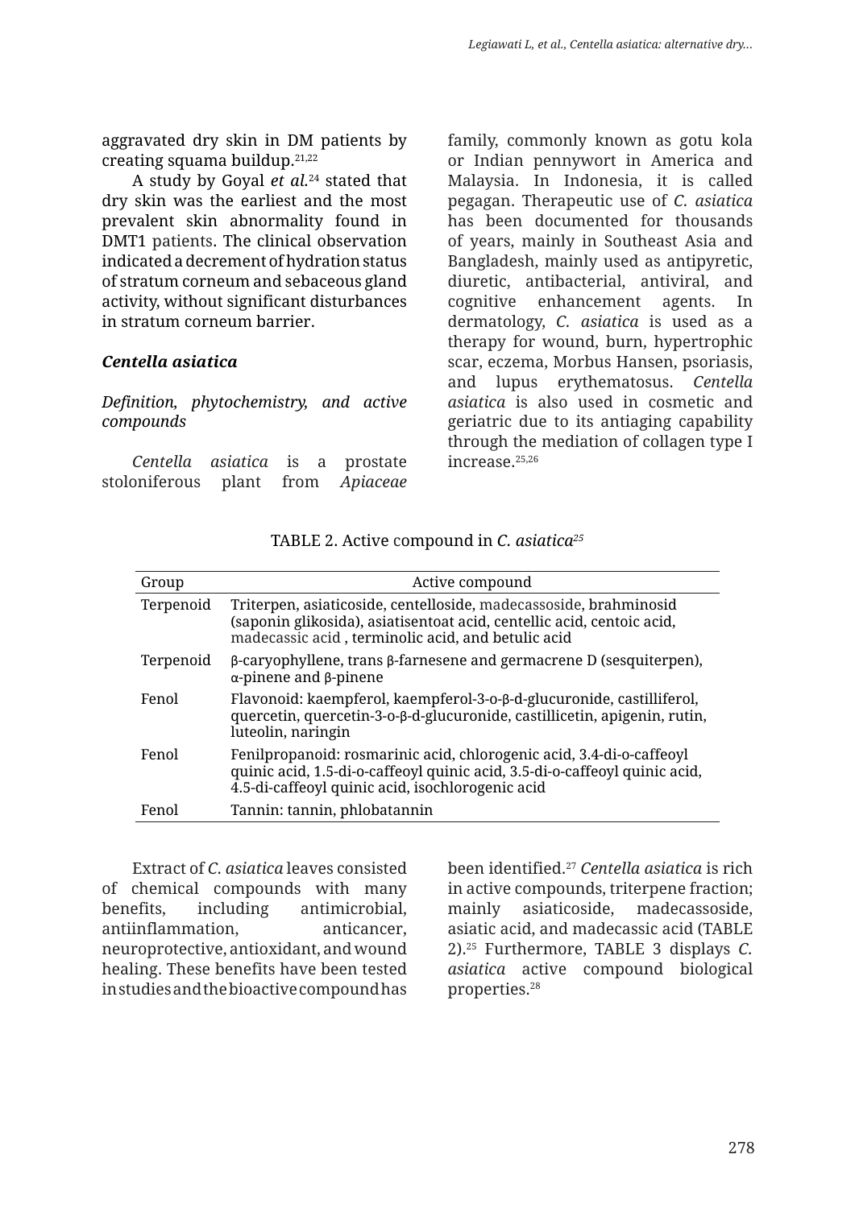aggravated dry skin in DM patients by creating squama buildup.[21,22]

A study by Goyal *et al.*[24] stated that dry skin was the earliest and the most prevalent skin abnormality found in DMT1 patients. The clinical observation indicated a decrement of hydration status of stratum corneum and sebaceous gland activity, without significant disturbances in stratum corneum barrier.

### *Centella asiatica*

#### *Definition, phytochemistry, and active compounds*

*Centella asiatica* is a prostate stoloniferous plant from *Apiaceae* family, commonly known as gotu kola or Indian pennywort in America and Malaysia. In Indonesia, it is called pegagan. Therapeutic use of *C. asiatica* has been documented for thousands of years, mainly in Southeast Asia and Bangladesh, mainly used as antipyretic, diuretic, antibacterial, antiviral, and cognitive enhancement agents. In dermatology, *C. asiatica* is used as a therapy for wound, burn, hypertrophic scar, eczema, Morbus Hansen, psoriasis, and lupus erythematosus. *Centella asiatica* is also used in cosmetic and geriatric due to its antiaging capability through the mediation of collagen type I increase.[25,26]

TABLE 2. Active compound in *C. asiatica*[25]

| Group | Active compound |
|---|---|
| Terpenoid | Triterpen, asiaticoside, centelloside, madecassoside, brahminosid (saponin glikosida), asiatisentoat acid, centellic acid, centoic acid, madecassic acid , terminolic acid, and betulic acid |
| Terpenoid | β-caryophyllene, trans β-farnesene and germacrene D (sesquiterpen), α-pinene and β-pinene |
| Fenol | Flavonoid: kaempferol, kaempferol-3-o-β-d-glucuronide, castilliferol, quercetin, quercetin-3-o-β-d-glucuronide, castillicetin, apigenin, rutin, luteolin, naringin |
| Fenol | Fenilpropanoid: rosmarinic acid, chlorogenic acid, 3.4-di-o-caffeoyl quinic acid, 1.5-di-o-caffeoyl quinic acid, 3.5-di-o-caffeoyl quinic acid, 4.5-di-caffeoyl quinic acid, isochlorogenic acid |
| Fenol | Tannin: tannin, phlobatannin |

Extract of *C. asiatica* leaves consisted of chemical compounds with many benefits, including antimicrobial, antiinflammation, anticancer, neuroprotective, antioxidant, and wound healing. These benefits have been tested in studies and the bioactive compound has been identified.[27] *Centella asiatica* is rich in active compounds, triterpene fraction; mainly asiaticoside, madecassoside, asiatic acid, and madecassic acid (TABLE 2).[25] Furthermore, TABLE 3 displays *C. asiatica* active compound biological properties.[28]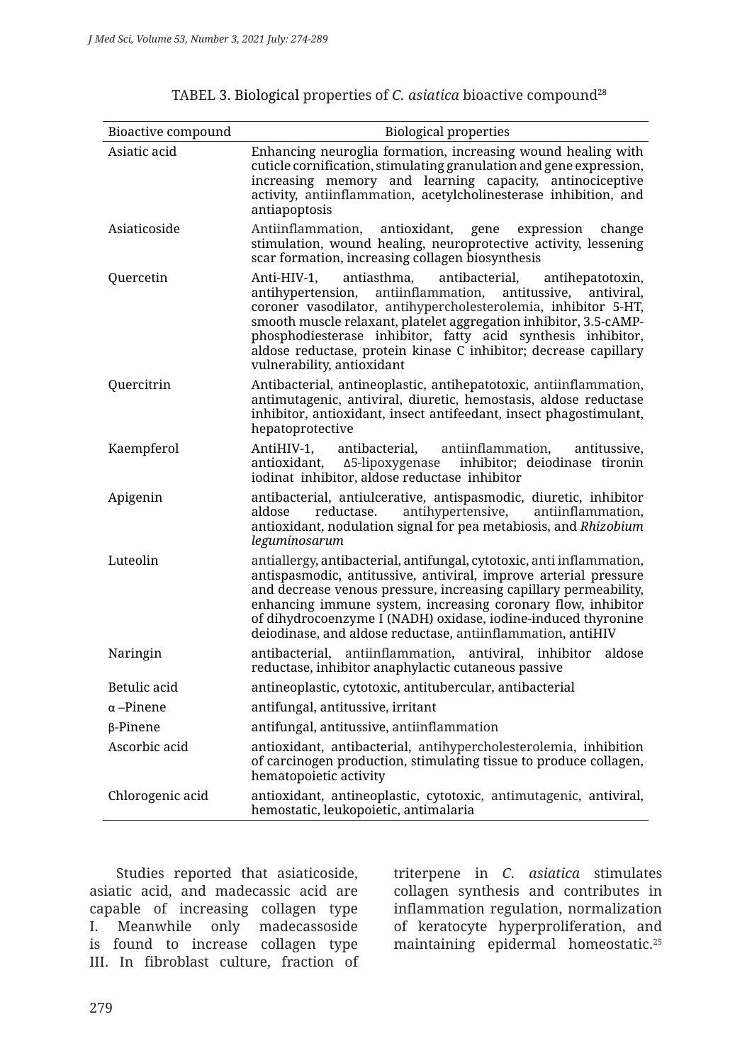TABEL 3. Biological properties of *C. asiatica* bioactive compound[28]

| Bioactive compound | Biological properties |
|---|---|
| Asiatic acid | Enhancing neuroglia formation, increasing wound healing with cuticle cornification, stimulating granulation and gene expression, increasing memory and learning capacity, antinociceptive activity, antiinflammation, acetylcholinesterase inhibition, and antiapoptosis |
| Asiaticoside | Antiinflammation, antioxidant, gene expression change stimulation, wound healing, neuroprotective activity, lessening scar formation, increasing collagen biosynthesis |
| Quercetin | Anti-HIV-1, antiasthma, antibacterial, antihepatotoxin, antihypertension, antiinflammation, antitussive, antiviral, coroner vasodilator, antihypercholesterolemia, inhibitor 5-HT, smooth muscle relaxant, platelet aggregation inhibitor, 3.5-cAMP-phosphodiesterase inhibitor, fatty acid synthesis inhibitor, aldose reductase, protein kinase C inhibitor; decrease capillary vulnerability, antioxidant |
| Quercitrin | Antibacterial, antineoplastic, antihepatotoxic, antiinflammation, antimutagenic, antiviral, diuretic, hemostasis, aldose reductase inhibitor, antioxidant, insect antifeedant, insect phagostimulant, hepatoprotective |
| Kaempferol | AntiHIV-1, antibacterial, antiinflammation, antitussive, antioxidant, Δ5-lipoxygenase inhibitor; deiodinase tironin iodinat inhibitor, aldose reductase inhibitor |
| Apigenin | antibacterial, antiulcerative, antispasmodic, diuretic, inhibitor aldose reductase. antihypertensive, antiinflammation, antioxidant, nodulation signal for pea metabiosis, and *Rhizobium leguminosarum* |
| Luteolin | antiallergy, antibacterial, antifungal, cytotoxic, anti inflammation, antispasmodic, antitussive, antiviral, improve arterial pressure and decrease venous pressure, increasing capillary permeability, enhancing immune system, increasing coronary flow, inhibitor of dihydrocoenzyme I (NADH) oxidase, iodine-induced thyronine deiodinase, and aldose reductase, antiinflammation, antiHIV |
| Naringin | antibacterial, antiinflammation, antiviral, inhibitor aldose reductase, inhibitor anaphylactic cutaneous passive |
| Betulic acid | antineoplastic, cytotoxic, antitubercular, antibacterial |
| α –Pinene | antifungal, antitussive, irritant |
| β-Pinene | antifungal, antitussive, antiinflammation |
| Ascorbic acid | antioxidant, antibacterial, antihypercholesterolemia, inhibition of carcinogen production, stimulating tissue to produce collagen, hematopoietic activity |
| Chlorogenic acid | antioxidant, antineoplastic, cytotoxic, antimutagenic, antiviral, hemostatic, leukopoietic, antimalaria |

Studies reported that asiaticoside, asiatic acid, and madecassic acid are capable of increasing collagen type I. Meanwhile only madecassoside is found to increase collagen type III. In fibroblast culture, fraction of triterpene in *C. asiatica* stimulates collagen synthesis and contributes in inflammation regulation, normalization of keratocyte hyperproliferation, and maintaining epidermal homeostatic.[25]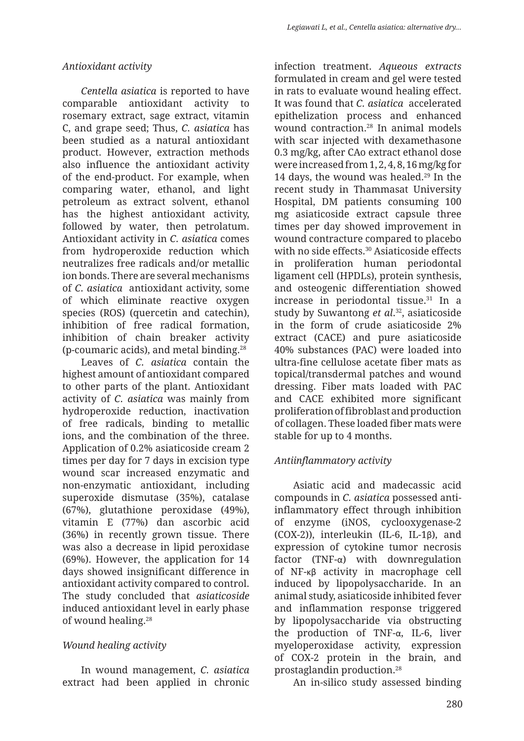*Antioxidant activity*

*Centella asiatica* is reported to have comparable antioxidant activity to rosemary extract, sage extract, vitamin C, and grape seed; Thus, *C. asiatica* has been studied as a natural antioxidant product. However, extraction methods also influence the antioxidant activity of the end-product. For example, when comparing water, ethanol, and light petroleum as extract solvent, ethanol has the highest antioxidant activity, followed by water, then petrolatum. Antioxidant activity in *C. asiatica* comes from hydroperoxide reduction which neutralizes free radicals and/or metallic ion bonds. There are several mechanisms of *C. asiatica* antioxidant activity, some of which eliminate reactive oxygen species (ROS) (quercetin and catechin), inhibition of free radical formation, inhibition of chain breaker activity (p-coumaric acids), and metal binding.[28]

Leaves of *C. asiatica* contain the highest amount of antioxidant compared to other parts of the plant. Antioxidant activity of *C. asiatica* was mainly from hydroperoxide reduction, inactivation of free radicals, binding to metallic ions, and the combination of the three. Application of 0.2% asiaticoside cream 2 times per day for 7 days in excision type wound scar increased enzymatic and non-enzymatic antioxidant, including superoxide dismutase (35%), catalase (67%), glutathione peroxidase (49%), vitamin E (77%) dan ascorbic acid (36%) in recently grown tissue. There was also a decrease in lipid peroxidase (69%). However, the application for 14 days showed insignificant difference in antioxidant activity compared to control. The study concluded that *asiaticoside* induced antioxidant level in early phase of wound healing.[28]

*Wound healing activity*

In wound management, *C. asiatica* extract had been applied in chronic infection treatment. *Aqueous extracts* formulated in cream and gel were tested in rats to evaluate wound healing effect. It was found that *C. asiatica* accelerated epithelization process and enhanced wound contraction.[28] In animal models with scar injected with dexamethasone 0.3 mg/kg, after CAo extract ethanol dose were increased from 1, 2, 4, 8, 16 mg/kg for 14 days, the wound was healed.[29] In the recent study in Thammasat University Hospital, DM patients consuming 100 mg asiaticoside extract capsule three times per day showed improvement in wound contracture compared to placebo with no side effects.[30] Asiaticoside effects in proliferation human periodontal ligament cell (HPDLs), protein synthesis, and osteogenic differentiation showed increase in periodontal tissue.[31] In a study by Suwantong *et al*.[32], asiaticoside in the form of crude asiaticoside 2% extract (CACE) and pure asiaticoside 40% substances (PAC) were loaded into ultra-fine cellulose acetate fiber mats as topical/transdermal patches and wound dressing. Fiber mats loaded with PAC and CACE exhibited more significant proliferation of fibroblast and production of collagen. These loaded fiber mats were stable for up to 4 months.

*Antiinflammatory activity*

Asiatic acid and madecassic acid compounds in *C. asiatica* possessed anti-inflammatory effect through inhibition of enzyme (iNOS, cyclooxygenase-2 (COX-2)), interleukin (IL-6, IL-1β), and expression of cytokine tumor necrosis factor (TNF-α) with downregulation of NF-κβ activity in macrophage cell induced by lipopolysaccharide. In an animal study, asiaticoside inhibited fever and inflammation response triggered by lipopolysaccharide via obstructing the production of TNF-α, IL-6, liver myeloperoxidase activity, expression of COX-2 protein in the brain, and prostaglandin production.[28]

An in-silico study assessed binding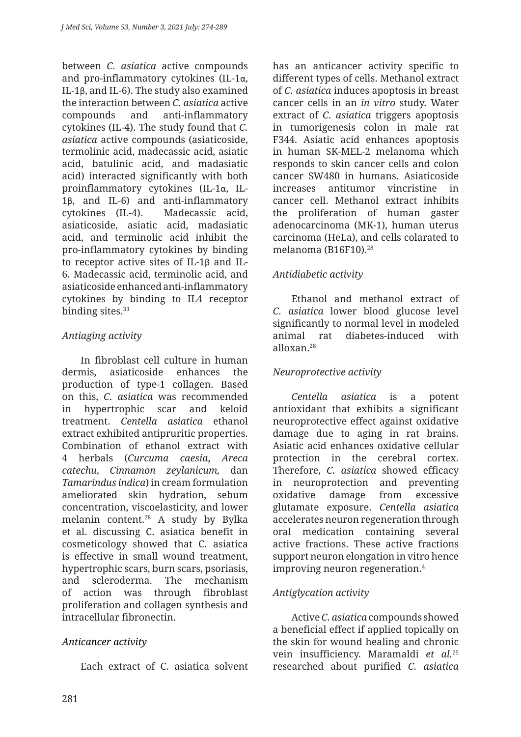between *C. asiatica* active compounds and pro-inflammatory cytokines (IL-1α, IL-1β, and IL-6). The study also examined the interaction between *C. asiatica* active compounds and anti-inflammatory cytokines (IL-4). The study found that *C. asiatica* active compounds (asiaticoside, termolinic acid, madecassic acid, asiatic acid, batulinic acid, and madasiatic acid) interacted significantly with both proinflammatory cytokines (IL-1α, IL-1β, and IL-6) and anti-inflammatory cytokines (IL-4). Madecassic acid, asiaticoside, asiatic acid, madasiatic acid, and terminolic acid inhibit the pro-inflammatory cytokines by binding to receptor active sites of IL-1β and IL-6. Madecassic acid, terminolic acid, and asiaticoside enhanced anti-inflammatory cytokines by binding to IL4 receptor binding sites.[33]

*Antiaging activity*

In fibroblast cell culture in human dermis, asiaticoside enhances the production of type-1 collagen. Based on this, *C. asiatica* was recommended in hypertrophic scar and keloid treatment. *Centella asiatica* ethanol extract exhibited antipruritic properties. Combination of ethanol extract with 4 herbals (*Curcuma caesia*, *Areca catechu*, *Cinnamon zeylanicum*, dan *Tamarindus indica*) in cream formulation ameliorated skin hydration, sebum concentration, viscoelasticity, and lower melanin content.[28] A study by Bylka et al. discussing C. asiatica benefit in cosmeticology showed that C. asiatica is effective in small wound treatment, hypertrophic scars, burn scars, psoriasis, and scleroderma. The mechanism of action was through fibroblast proliferation and collagen synthesis and intracellular fibronectin.

*Anticancer activity*

Each extract of C. asiatica solvent has an anticancer activity specific to different types of cells. Methanol extract of *C. asiatica* induces apoptosis in breast cancer cells in an *in vitro* study. Water extract of *C. asiatica* triggers apoptosis in tumorigenesis colon in male rat F344. Asiatic acid enhances apoptosis in human SK-MEL-2 melanoma which responds to skin cancer cells and colon cancer SW480 in humans. Asiaticoside increases antitumor vincristine in cancer cell. Methanol extract inhibits the proliferation of human gaster adenocarcinoma (MK-1), human uterus carcinoma (HeLa), and cells colarated to melanoma (B16F10).[28]

*Antidiabetic activity*

Ethanol and methanol extract of *C. asiatica* lower blood glucose level significantly to normal level in modeled animal rat diabetes-induced with alloxan.[28]

*Neuroprotective activity*

*Centella asiatica* is a potent antioxidant that exhibits a significant neuroprotective effect against oxidative damage due to aging in rat brains. Asiatic acid enhances oxidative cellular protection in the cerebral cortex. Therefore, *C. asiatica* showed efficacy in neuroprotection and preventing oxidative damage from excessive glutamate exposure. *Centella asiatica* accelerates neuron regeneration through oral medication containing several active fractions. These active fractions support neuron elongation in vitro hence improving neuron regeneration.[4]

*Antiglycation activity*

Active *C. asiatica* compounds showed a beneficial effect if applied topically on the skin for wound healing and chronic vein insufficiency. Maramaldi *et al.*[25] researched about purified *C. asiatica*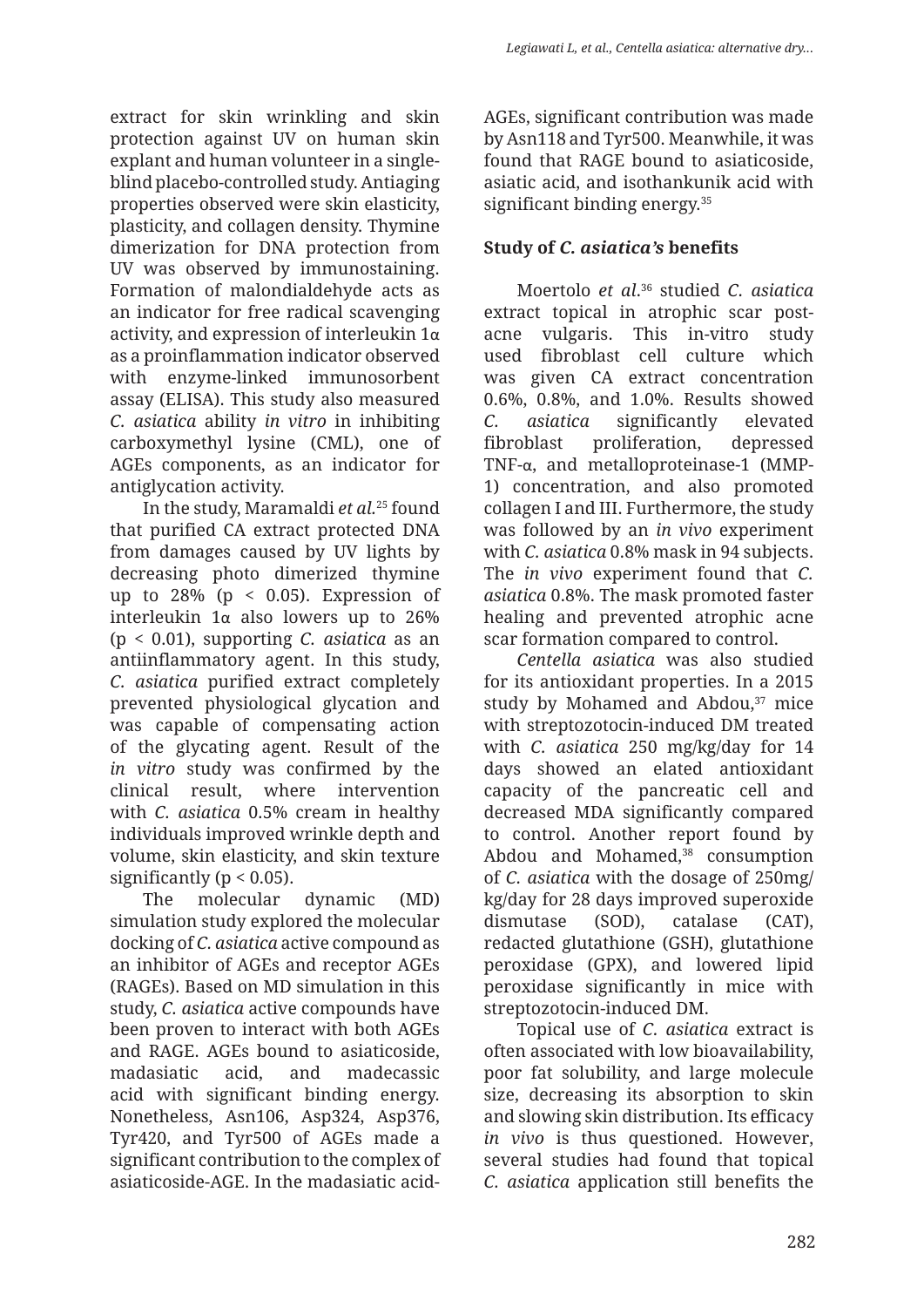extract for skin wrinkling and skin protection against UV on human skin explant and human volunteer in a single-blind placebo-controlled study. Antiaging properties observed were skin elasticity, plasticity, and collagen density. Thymine dimerization for DNA protection from UV was observed by immunostaining. Formation of malondialdehyde acts as an indicator for free radical scavenging activity, and expression of interleukin 1α as a proinflammation indicator observed with enzyme-linked immunosorbent assay (ELISA). This study also measured *C. asiatica* ability *in vitro* in inhibiting carboxymethyl lysine (CML), one of AGEs components, as an indicator for antiglycation activity.

In the study, Maramaldi *et al.*[25] found that purified CA extract protected DNA from damages caused by UV lights by decreasing photo dimerized thymine up to 28% ($p < 0.05$). Expression of interleukin 1α also lowers up to 26% ($p < 0.01$), supporting *C. asiatica* as an antiinflammatory agent. In this study, *C. asiatica* purified extract completely prevented physiological glycation and was capable of compensating action of the glycating agent. Result of the *in vitro* study was confirmed by the clinical result, where intervention with *C. asiatica* 0.5% cream in healthy individuals improved wrinkle depth and volume, skin elasticity, and skin texture significantly ($p < 0.05$).

The molecular dynamic (MD) simulation study explored the molecular docking of *C. asiatica* active compound as an inhibitor of AGEs and receptor AGEs (RAGEs). Based on MD simulation in this study, *C. asiatica* active compounds have been proven to interact with both AGEs and RAGE. AGEs bound to asiaticoside, madasiatic acid, and madecassic acid with significant binding energy. Nonetheless, Asn106, Asp324, Asp376, Tyr420, and Tyr500 of AGEs made a significant contribution to the complex of asiaticoside-AGE. In the madasiatic acid-AGEs, significant contribution was made by Asn118 and Tyr500. Meanwhile, it was found that RAGE bound to asiaticoside, asiatic acid, and isothankunik acid with significant binding energy.[35]

**Study of *C. asiatica's* benefits**

Moertolo *et al*.[36] studied *C. asiatica* extract topical in atrophic scar post-acne vulgaris. This in-vitro study used fibroblast cell culture which was given CA extract concentration 0.6%, 0.8%, and 1.0%. Results showed *C. asiatica* significantly elevated fibroblast proliferation, depressed TNF-α, and metalloproteinase-1 (MMP-1) concentration, and also promoted collagen I and III. Furthermore, the study was followed by an *in vivo* experiment with *C. asiatica* 0.8% mask in 94 subjects. The *in vivo* experiment found that *C. asiatica* 0.8%. The mask promoted faster healing and prevented atrophic acne scar formation compared to control.

*Centella asiatica* was also studied for its antioxidant properties. In a 2015 study by Mohamed and Abdou,[37] mice with streptozotocin-induced DM treated with *C. asiatica* 250 mg/kg/day for 14 days showed an elated antioxidant capacity of the pancreatic cell and decreased MDA significantly compared to control. Another report found by Abdou and Mohamed,[38] consumption of *C. asiatica* with the dosage of 250mg/kg/day for 28 days improved superoxide dismutase (SOD), catalase (CAT), redacted glutathione (GSH), glutathione peroxidase (GPX), and lowered lipid peroxidase significantly in mice with streptozotocin-induced DM.

Topical use of *C. asiatica* extract is often associated with low bioavailability, poor fat solubility, and large molecule size, decreasing its absorption to skin and slowing skin distribution. Its efficacy *in vivo* is thus questioned. However, several studies had found that topical *C. asiatica* application still benefits the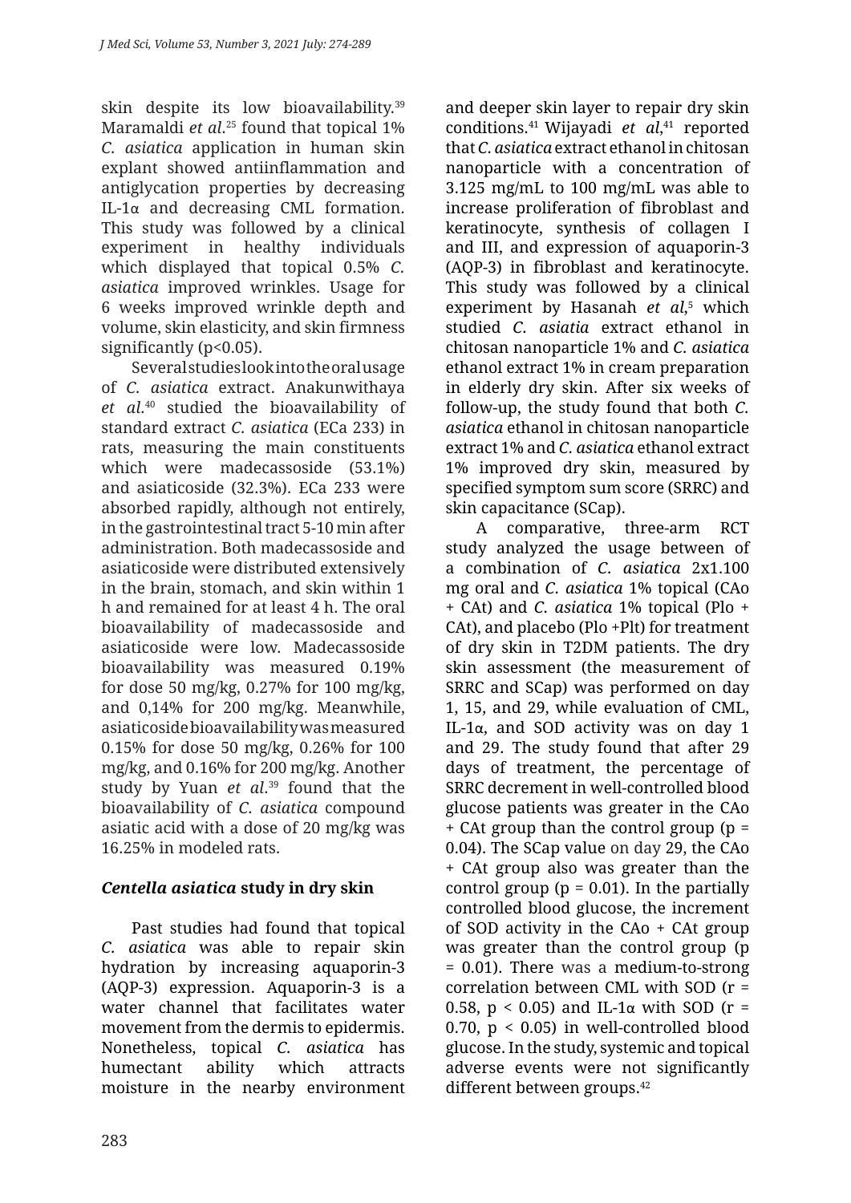skin despite its low bioavailability.[39] Maramaldi *et al*.[25] found that topical 1% *C. asiatica* application in human skin explant showed antiinflammation and antiglycation properties by decreasing IL-1α and decreasing CML formation. This study was followed by a clinical experiment in healthy individuals which displayed that topical 0.5% *C. asiatica* improved wrinkles. Usage for 6 weeks improved wrinkle depth and volume, skin elasticity, and skin firmness significantly ($p<0.05$).

Several studies look into the oral usage of *C. asiatica* extract. Anakunwithaya *et al*.[40] studied the bioavailability of standard extract *C. asiatica* (ECa 233) in rats, measuring the main constituents which were madecassoside (53.1%) and asiaticoside (32.3%). ECa 233 were absorbed rapidly, although not entirely, in the gastrointestinal tract 5-10 min after administration. Both madecassoside and asiaticoside were distributed extensively in the brain, stomach, and skin within 1 h and remained for at least 4 h. The oral bioavailability of madecassoside and asiaticoside were low. Madecassoside bioavailability was measured 0.19% for dose 50 mg/kg, 0.27% for 100 mg/kg, and 0,14% for 200 mg/kg. Meanwhile, asiaticoside bioavailability was measured 0.15% for dose 50 mg/kg, 0.26% for 100 mg/kg, and 0.16% for 200 mg/kg. Another study by Yuan *et al*.[39] found that the bioavailability of *C. asiatica* compound asiatic acid with a dose of 20 mg/kg was 16.25% in modeled rats.

### *Centella asiatica* study in dry skin

Past studies had found that topical *C. asiatica* was able to repair skin hydration by increasing aquaporin-3 (AQP-3) expression. Aquaporin-3 is a water channel that facilitates water movement from the dermis to epidermis. Nonetheless, topical *C. asiatica* has humectant ability which attracts moisture in the nearby environment and deeper skin layer to repair dry skin conditions.[41] Wijayadi *et al*,[41] reported that *C. asiatica* extract ethanol in chitosan nanoparticle with a concentration of 3.125 mg/mL to 100 mg/mL was able to increase proliferation of fibroblast and keratinocyte, synthesis of collagen I and III, and expression of aquaporin-3 (AQP-3) in fibroblast and keratinocyte. This study was followed by a clinical experiment by Hasanah *et al*,[5] which studied *C. asiatia* extract ethanol in chitosan nanoparticle 1% and *C. asiatica* ethanol extract 1% in cream preparation in elderly dry skin. After six weeks of follow-up, the study found that both *C. asiatica* ethanol in chitosan nanoparticle extract 1% and *C. asiatica* ethanol extract 1% improved dry skin, measured by specified symptom sum score (SRRC) and skin capacitance (SCap).

A comparative, three-arm RCT study analyzed the usage between of a combination of *C. asiatica* 2x1.100 mg oral and *C. asiatica* 1% topical (CAo + CAt) and *C. asiatica* 1% topical (Plo + CAt), and placebo (Plo +Plt) for treatment of dry skin in T2DM patients. The dry skin assessment (the measurement of SRRC and SCap) was performed on day 1, 15, and 29, while evaluation of CML, IL-1α, and SOD activity was on day 1 and 29. The study found that after 29 days of treatment, the percentage of SRRC decrement in well-controlled blood glucose patients was greater in the CAo + CAt group than the control group ($p = 0.04$). The SCap value on day 29, the CAo + CAt group also was greater than the control group ($p = 0.01$). In the partially controlled blood glucose, the increment of SOD activity in the CAo + CAt group was greater than the control group ($p = 0.01$). There was a medium-to-strong correlation between CML with SOD ($r = 0.58$, $p < 0.05$) and IL-1α with SOD ($r = 0.70$, $p < 0.05$) in well-controlled blood glucose. In the study, systemic and topical adverse events were not significantly different between groups.[42]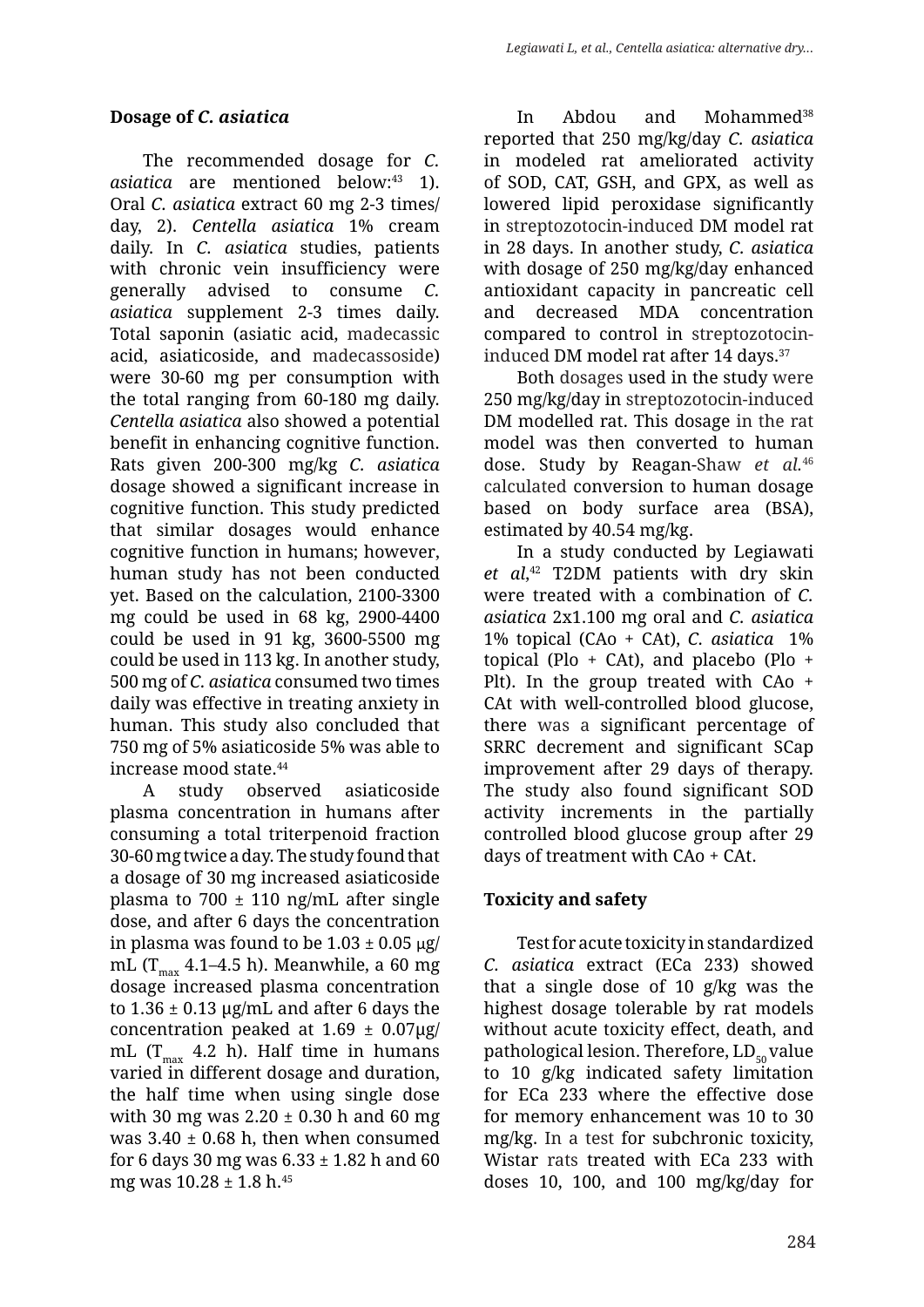### Dosage of *C. asiatica*

The recommended dosage for *C. asiatica* are mentioned below:[43] 1). Oral *C. asiatica* extract 60 mg 2-3 times/day, 2). *Centella asiatica* 1% cream daily. In *C. asiatica* studies, patients with chronic vein insufficiency were generally advised to consume *C. asiatica* supplement 2-3 times daily. Total saponin (asiatic acid, madecassic acid, asiaticoside, and madecassoside) were 30-60 mg per consumption with the total ranging from 60-180 mg daily. *Centella asiatica* also showed a potential benefit in enhancing cognitive function. Rats given 200-300 mg/kg *C. asiatica* dosage showed a significant increase in cognitive function. This study predicted that similar dosages would enhance cognitive function in humans; however, human study has not been conducted yet. Based on the calculation, 2100-3300 mg could be used in 68 kg, 2900-4400 could be used in 91 kg, 3600-5500 mg could be used in 113 kg. In another study, 500 mg of *C. asiatica* consumed two times daily was effective in treating anxiety in human. This study also concluded that 750 mg of 5% asiaticoside 5% was able to increase mood state.[44]

A study observed asiaticoside plasma concentration in humans after consuming a total triterpenoid fraction 30-60 mg twice a day. The study found that a dosage of 30 mg increased asiaticoside plasma to 700 ± 110 ng/mL after single dose, and after 6 days the concentration in plasma was found to be 1.03 ± 0.05 μg/mL ($T_{max}$ 4.1–4.5 h). Meanwhile, a 60 mg dosage increased plasma concentration to 1.36 ± 0.13 μg/mL and after 6 days the concentration peaked at 1.69 ± 0.07μg/mL ($T_{max}$ 4.2 h). Half time in humans varied in different dosage and duration, the half time when using single dose with 30 mg was 2.20 ± 0.30 h and 60 mg was 3.40 ± 0.68 h, then when consumed for 6 days 30 mg was 6.33 ± 1.82 h and 60 mg was 10.28 ± 1.8 h.[45]

In Abdou and Mohammed[38] reported that 250 mg/kg/day *C. asiatica* in modeled rat ameliorated activity of SOD, CAT, GSH, and GPX, as well as lowered lipid peroxidase significantly in streptozotocin-induced DM model rat in 28 days. In another study, *C. asiatica* with dosage of 250 mg/kg/day enhanced antioxidant capacity in pancreatic cell and decreased MDA concentration compared to control in streptozotocin-induced DM model rat after 14 days.[37]

Both dosages used in the study were 250 mg/kg/day in streptozotocin-induced DM modelled rat. This dosage in the rat model was then converted to human dose. Study by Reagan-Shaw *et al.*[46] calculated conversion to human dosage based on body surface area (BSA), estimated by 40.54 mg/kg.

In a study conducted by Legiawati *et al*,[42] T2DM patients with dry skin were treated with a combination of *C. asiatica* 2x1.100 mg oral and *C. asiatica* 1% topical (CAo + CAt), *C. asiatica* 1% topical (Plo + CAt), and placebo (Plo + Plt). In the group treated with CAo + CAt with well-controlled blood glucose, there was a significant percentage of SRRC decrement and significant SCap improvement after 29 days of therapy. The study also found significant SOD activity increments in the partially controlled blood glucose group after 29 days of treatment with CAo + CAt.

### Toxicity and safety

Test for acute toxicity in standardized *C. asiatica* extract (ECa 233) showed that a single dose of 10 g/kg was the highest dosage tolerable by rat models without acute toxicity effect, death, and pathological lesion. Therefore, $LD_{50}$ value to 10 g/kg indicated safety limitation for ECa 233 where the effective dose for memory enhancement was 10 to 30 mg/kg. In a test for subchronic toxicity, Wistar rats treated with ECa 233 with doses 10, 100, and 100 mg/kg/day for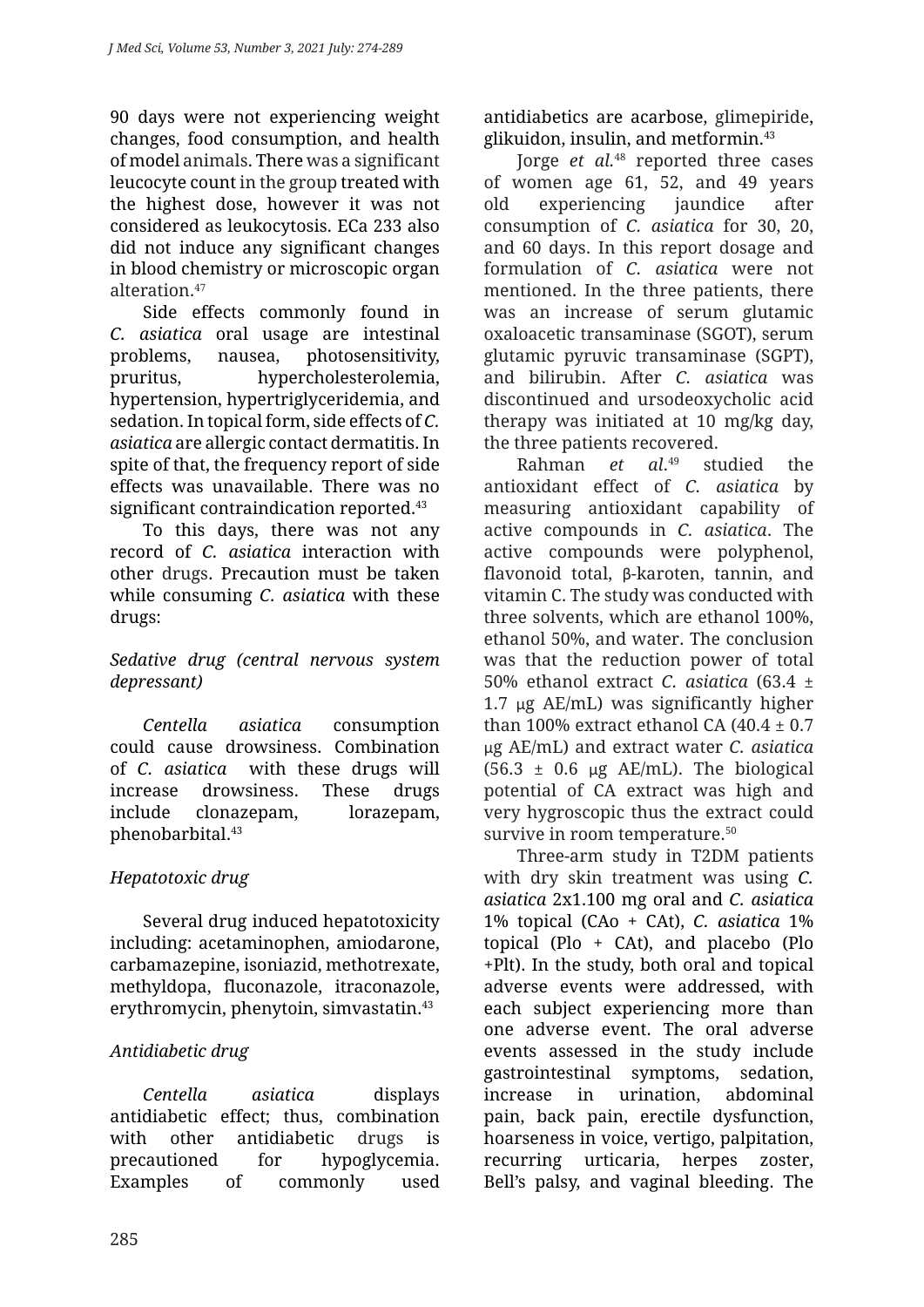90 days were not experiencing weight changes, food consumption, and health of model animals. There was a significant leucocyte count in the group treated with the highest dose, however it was not considered as leukocytosis. ECa 233 also did not induce any significant changes in blood chemistry or microscopic organ alteration.[47]

Side effects commonly found in *C. asiatica* oral usage are intestinal problems, nausea, photosensitivity, pruritus, hypercholesterolemia, hypertension, hypertriglyceridemia, and sedation. In topical form, side effects of *C. asiatica* are allergic contact dermatitis. In spite of that, the frequency report of side effects was unavailable. There was no significant contraindication reported.[43]

To this days, there was not any record of *C. asiatica* interaction with other drugs. Precaution must be taken while consuming *C. asiatica* with these drugs:

*Sedative drug (central nervous system depressant)*

*Centella asiatica* consumption could cause drowsiness. Combination of *C. asiatica* with these drugs will increase drowsiness. These drugs include clonazepam, lorazepam, phenobarbital.[43]

*Hepatotoxic drug*

Several drug induced hepatotoxicity including: acetaminophen, amiodarone, carbamazepine, isoniazid, methotrexate, methyldopa, fluconazole, itraconazole, erythromycin, phenytoin, simvastatin.[43]

*Antidiabetic drug*

*Centella asiatica* displays antidiabetic effect; thus, combination with other antidiabetic drugs is precautioned for hypoglycemia. Examples of commonly used antidiabetics are acarbose, glimepiride, glikuidon, insulin, and metformin.[43]

Jorge *et al.*[48] reported three cases of women age 61, 52, and 49 years old experiencing jaundice after consumption of *C. asiatica* for 30, 20, and 60 days. In this report dosage and formulation of *C. asiatica* were not mentioned. In the three patients, there was an increase of serum glutamic oxaloacetic transaminase (SGOT), serum glutamic pyruvic transaminase (SGPT), and bilirubin. After *C. asiatica* was discontinued and ursodeoxycholic acid therapy was initiated at 10 mg/kg day, the three patients recovered.

Rahman *et al.*[49] studied the antioxidant effect of *C. asiatica* by measuring antioxidant capability of active compounds in *C. asiatica*. The active compounds were polyphenol, flavonoid total, β-karoten, tannin, and vitamin C. The study was conducted with three solvents, which are ethanol 100%, ethanol 50%, and water. The conclusion was that the reduction power of total 50% ethanol extract *C. asiatica* (63.4 ± 1.7 μg AE/mL) was significantly higher than 100% extract ethanol CA (40.4 ± 0.7 μg AE/mL) and extract water *C. asiatica* (56.3 ± 0.6 μg AE/mL). The biological potential of CA extract was high and very hygroscopic thus the extract could survive in room temperature.[50]

Three-arm study in T2DM patients with dry skin treatment was using *C. asiatica* 2x1.100 mg oral and *C. asiatica* 1% topical (CAo + CAt), *C. asiatica* 1% topical (Plo + CAt), and placebo (Plo +Plt). In the study, both oral and topical adverse events were addressed, with each subject experiencing more than one adverse event. The oral adverse events assessed in the study include gastrointestinal symptoms, sedation, increase in urination, abdominal pain, back pain, erectile dysfunction, hoarseness in voice, vertigo, palpitation, recurring urticaria, herpes zoster, Bell's palsy, and vaginal bleeding. The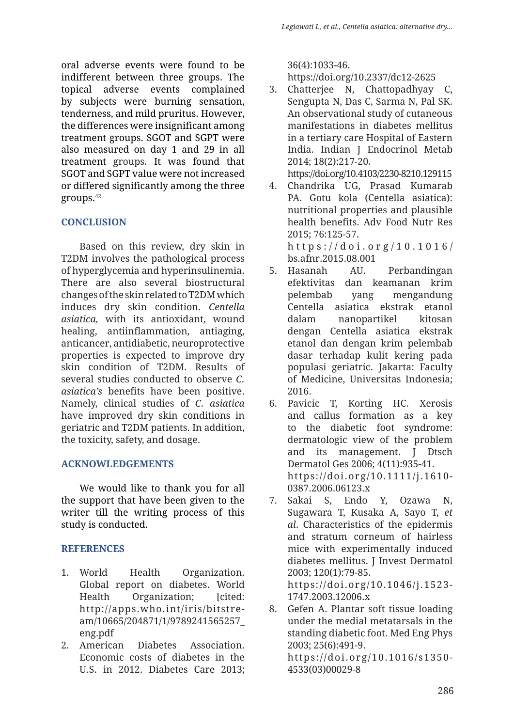oral adverse events were found to be indifferent between three groups. The topical adverse events complained by subjects were burning sensation, tenderness, and mild pruritus. However, the differences were insignificant among treatment groups. SGOT and SGPT were also measured on day 1 and 29 in all treatment groups. It was found that SGOT and SGPT value were not increased or differed significantly among the three groups.[42]

## CONCLUSION

Based on this review, dry skin in T2DM involves the pathological process of hyperglycemia and hyperinsulinemia. There are also several biostructural changes of the skin related to T2DM which induces dry skin condition. *Centella asiatica,* with its antioxidant, wound healing, antiinflammation, antiaging, anticancer, antidiabetic, neuroprotective properties is expected to improve dry skin condition of T2DM. Results of several studies conducted to observe *C. asiatica's* benefits have been positive. Namely, clinical studies of *C. asiatica* have improved dry skin conditions in geriatric and T2DM patients. In addition, the toxicity, safety, and dosage.

## ACKNOWLEDGEMENTS

We would like to thank you for all the support that have been given to the writer till the writing process of this study is conducted.

## REFERENCES

1. World Health Organization. Global report on diabetes. World Health Organization; [cited: http://apps.who.int/iris/bitstream/10665/204871/1/9789241565257_eng.pdf
2. American Diabetes Association. Economic costs of diabetes in the U.S. in 2012. Diabetes Care 2013; 36(4):1033-46. https://doi.org/10.2337/dc12-2625
3. Chatterjee N, Chattopadhyay C, Sengupta N, Das C, Sarma N, Pal SK. An observational study of cutaneous manifestations in diabetes mellitus in a tertiary care Hospital of Eastern India. Indian J Endocrinol Metab 2014; 18(2):217-20. https://doi.org/10.4103/2230-8210.129115
4. Chandrika UG, Prasad Kumarab PA. Gotu kola (Centella asiatica): nutritional properties and plausible health benefits. Adv Food Nutr Res 2015; 76:125-57. https://doi.org/10.1016/bs.afnr.2015.08.001
5. Hasanah AU. Perbandingan efektivitas dan keamanan krim pelembab yang mengandung Centella asiatica ekstrak etanol dalam nanopartikel kitosan dengan Centella asiatica ekstrak etanol dan dengan krim pelembab dasar terhadap kulit kering pada populasi geriatric. Jakarta: Faculty of Medicine, Universitas Indonesia; 2016.
6. Pavicic T, Korting HC. Xerosis and callus formation as a key to the diabetic foot syndrome: dermatologic view of the problem and its management. J Dtsch Dermatol Ges 2006; 4(11):935-41. https://doi.org/10.1111/j.1610-0387.2006.06123.x
7. Sakai S, Endo Y, Ozawa N, Sugawara T, Kusaka A, Sayo T, *et al*. Characteristics of the epidermis and stratum corneum of hairless mice with experimentally induced diabetes mellitus. J Invest Dermatol 2003; 120(1):79-85. https://doi.org/10.1046/j.1523-1747.2003.12006.x
8. Gefen A. Plantar soft tissue loading under the medial metatarsals in the standing diabetic foot. Med Eng Phys 2003; 25(6):491-9. https://doi.org/10.1016/s1350-4533(03)00029-8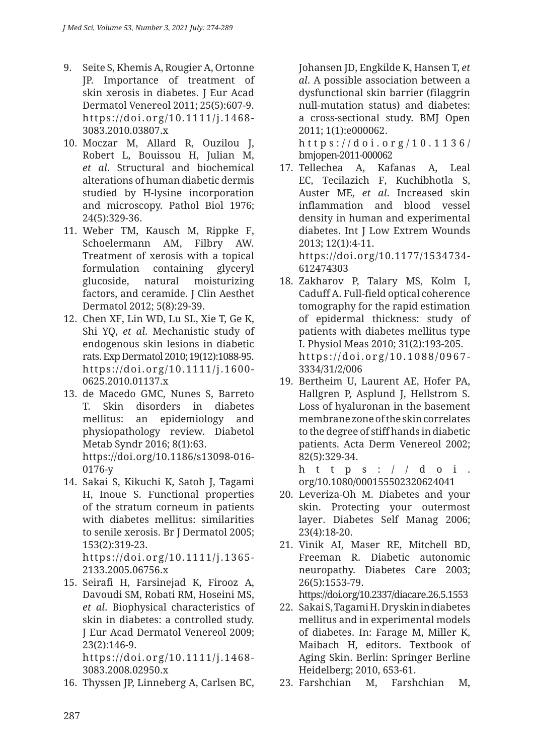9. Seite S, Khemis A, Rougier A, Ortonne JP. Importance of treatment of skin xerosis in diabetes. J Eur Acad Dermatol Venereol 2011; 25(5):607-9. https://doi.org/10.1111/j.1468-3083.2010.03807.x
10. Moczar M, Allard R, Ouzilou J, Robert L, Bouissou H, Julian M, *et al*. Structural and biochemical alterations of human diabetic dermis studied by H-lysine incorporation and microscopy. Pathol Biol 1976; 24(5):329-36.
11. Weber TM, Kausch M, Rippke F, Schoelermann AM, Filbry AW. Treatment of xerosis with a topical formulation containing glyceryl glucoside, natural moisturizing factors, and ceramide. J Clin Aesthet Dermatol 2012; 5(8):29-39.
12. Chen XF, Lin WD, Lu SL, Xie T, Ge K, Shi YQ, *et al*. Mechanistic study of endogenous skin lesions in diabetic rats. Exp Dermatol 2010; 19(12):1088-95. https://doi.org/10.1111/j.1600-0625.2010.01137.x
13. de Macedo GMC, Nunes S, Barreto T. Skin disorders in diabetes mellitus: an epidemiology and physiopathology review. Diabetol Metab Syndr 2016; 8(1):63. https://doi.org/10.1186/s13098-016-0176-y
14. Sakai S, Kikuchi K, Satoh J, Tagami H, Inoue S. Functional properties of the stratum corneum in patients with diabetes mellitus: similarities to senile xerosis. Br J Dermatol 2005; 153(2):319-23. https://doi.org/10.1111/j.1365-2133.2005.06756.x
15. Seirafi H, Farsinejad K, Firooz A, Davoudi SM, Robati RM, Hoseini MS, *et al*. Biophysical characteristics of skin in diabetes: a controlled study. J Eur Acad Dermatol Venereol 2009; 23(2):146-9. https://doi.org/10.1111/j.1468-3083.2008.02950.x
16. Thyssen JP, Linneberg A, Carlsen BC, Johansen JD, Engkilde K, Hansen T, *et al*. A possible association between a dysfunctional skin barrier (filaggrin null-mutation status) and diabetes: a cross-sectional study. BMJ Open 2011; 1(1):e000062. https://doi.org/10.1136/bmjopen-2011-000062
17. Tellechea A, Kafanas A, Leal EC, Tecilazich F, Kuchibhotla S, Auster ME, *et al*. Increased skin inflammation and blood vessel density in human and experimental diabetes. Int J Low Extrem Wounds 2013; 12(1):4-11. https://doi.org/10.1177/1534734612474303
18. Zakharov P, Talary MS, Kolm I, Caduff A. Full-field optical coherence tomography for the rapid estimation of epidermal thickness: study of patients with diabetes mellitus type I. Physiol Meas 2010; 31(2):193-205. https://doi.org/10.1088/0967-3334/31/2/006
19. Bertheim U, Laurent AE, Hofer PA, Hallgren P, Asplund J, Hellstrom S. Loss of hyaluronan in the basement membrane zone of the skin correlates to the degree of stiff hands in diabetic patients. Acta Derm Venereol 2002; 82(5):329-34. https://doi.org/10.1080/000155502320624041
20. Leveriza-Oh M. Diabetes and your skin. Protecting your outermost layer. Diabetes Self Manag 2006; 23(4):18-20.
21. Vinik AI, Maser RE, Mitchell BD, Freeman R. Diabetic autonomic neuropathy. Diabetes Care 2003; 26(5):1553-79. https://doi.org/10.2337/diacare.26.5.1553
22. Sakai S, Tagami H. Dry skin in diabetes mellitus and in experimental models of diabetes. In: Farage M, Miller K, Maibach H, editors. Textbook of Aging Skin. Berlin: Springer Berline Heidelberg; 2010, 653-61.
23. Farshchian M, Farshchian M,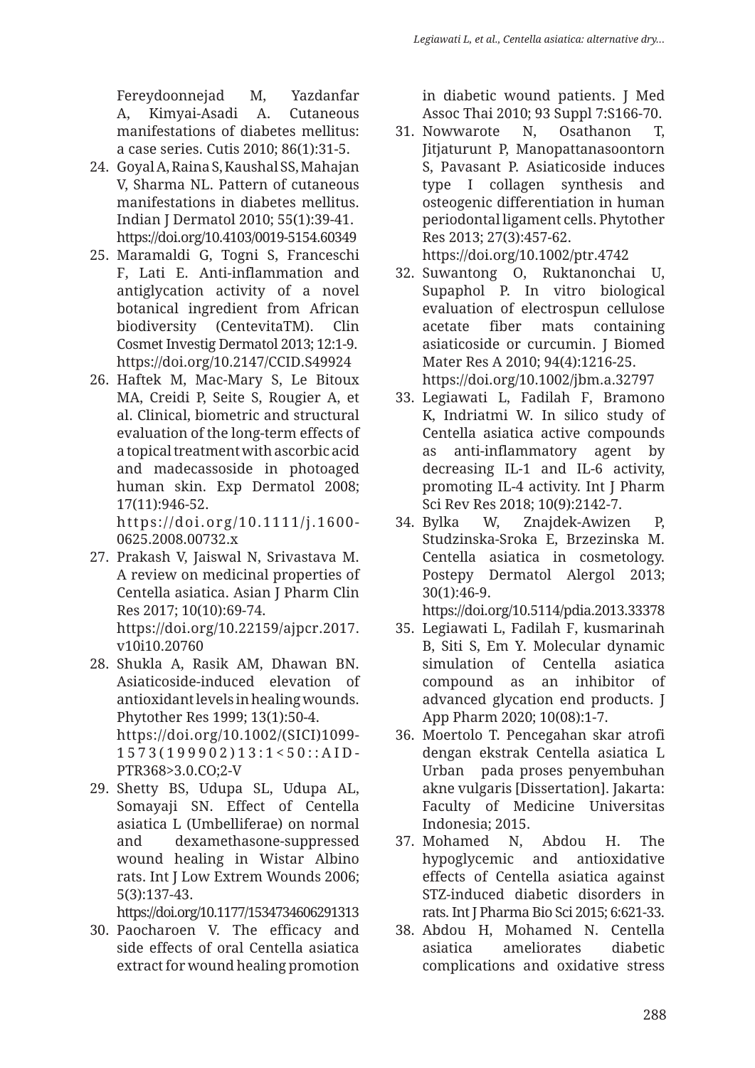Fereydoonnejad M, Yazdanfar A, Kimyai-Asadi A. Cutaneous manifestations of diabetes mellitus: a case series. Cutis 2010; 86(1):31-5.

24. Goyal A, Raina S, Kaushal SS, Mahajan V, Sharma NL. Pattern of cutaneous manifestations in diabetes mellitus. Indian J Dermatol 2010; 55(1):39-41. https://doi.org/10.4103/0019-5154.60349
25. Maramaldi G, Togni S, Franceschi F, Lati E. Anti-inflammation and antiglycation activity of a novel botanical ingredient from African biodiversity (CentevitaTM). Clin Cosmet Investig Dermatol 2013; 12:1-9. https://doi.org/10.2147/CCID.S49924
26. Haftek M, Mac-Mary S, Le Bitoux MA, Creidi P, Seite S, Rougier A, et al. Clinical, biometric and structural evaluation of the long-term effects of a topical treatment with ascorbic acid and madecassoside in photoaged human skin. Exp Dermatol 2008; 17(11):946-52. https://doi.org/10.1111/j.1600-0625.2008.00732.x
27. Prakash V, Jaiswal N, Srivastava M. A review on medicinal properties of Centella asiatica. Asian J Pharm Clin Res 2017; 10(10):69-74. https://doi.org/10.22159/ajpcr.2017.v10i10.20760
28. Shukla A, Rasik AM, Dhawan BN. Asiaticoside-induced elevation of antioxidant levels in healing wounds. Phytother Res 1999; 13(1):50-4. https://doi.org/10.1002/(SICI)1099-1573(199902)13:1<50::AID-PTR368>3.0.CO;2-V
29. Shetty BS, Udupa SL, Udupa AL, Somayaji SN. Effect of Centella asiatica L (Umbelliferae) on normal and dexamethasone-suppressed wound healing in Wistar Albino rats. Int J Low Extrem Wounds 2006; 5(3):137-43. https://doi.org/10.1177/1534734606291313
30. Paocharoen V. The efficacy and side effects of oral Centella asiatica extract for wound healing promotion in diabetic wound patients. J Med Assoc Thai 2010; 93 Suppl 7:S166-70.
31. Nowwarote N, Osathanon T, Jitjaturunt P, Manopattanasoontorn S, Pavasant P. Asiaticoside induces type I collagen synthesis and osteogenic differentiation in human periodontal ligament cells. Phytother Res 2013; 27(3):457-62. https://doi.org/10.1002/ptr.4742
32. Suwantong O, Ruktanonchai U, Supaphol P. In vitro biological evaluation of electrospun cellulose acetate fiber mats containing asiaticoside or curcumin. J Biomed Mater Res A 2010; 94(4):1216-25. https://doi.org/10.1002/jbm.a.32797
33. Legiawati L, Fadilah F, Bramono K, Indriatmi W. In silico study of Centella asiatica active compounds as anti-inflammatory agent by decreasing IL-1 and IL-6 activity, promoting IL-4 activity. Int J Pharm Sci Rev Res 2018; 10(9):2142-7.
34. Bylka W, Znajdek-Awizen P, Studzinska-Sroka E, Brzezinska M. Centella asiatica in cosmetology. Postepy Dermatol Alergol 2013; 30(1):46-9. https://doi.org/10.5114/pdia.2013.33378
35. Legiawati L, Fadilah F, kusmarinah B, Siti S, Em Y. Molecular dynamic simulation of Centella asiatica compound as an inhibitor of advanced glycation end products. J App Pharm 2020; 10(08):1-7.
36. Moertolo T. Pencegahan skar atrofi dengan ekstrak Centella asiatica L Urban pada proses penyembuhan akne vulgaris [Dissertation]. Jakarta: Faculty of Medicine Universitas Indonesia; 2015.
37. Mohamed N, Abdou H. The hypoglycemic and antioxidative effects of Centella asiatica against STZ-induced diabetic disorders in rats. Int J Pharma Bio Sci 2015; 6:621-33.
38. Abdou H, Mohamed N. Centella asiatica ameliorates diabetic complications and oxidative stress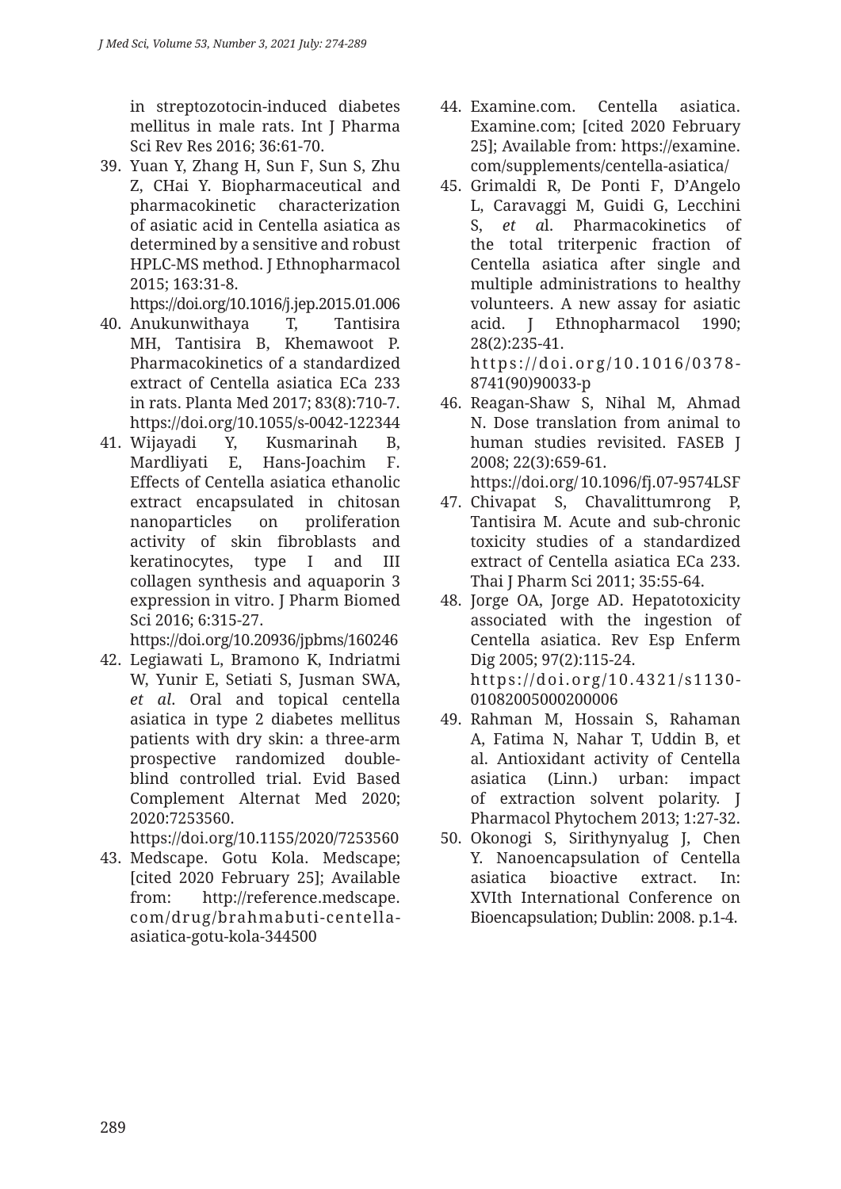in streptozotocin-induced diabetes mellitus in male rats. Int J Pharma Sci Rev Res 2016; 36:61-70.

39. Yuan Y, Zhang H, Sun F, Sun S, Zhu Z, CHai Y. Biopharmaceutical and pharmacokinetic characterization of asiatic acid in Centella asiatica as determined by a sensitive and robust HPLC-MS method. J Ethnopharmacol 2015; 163:31-8. https://doi.org/10.1016/j.jep.2015.01.006
40. Anukunwithaya T, Tantisira MH, Tantisira B, Khemawoot P. Pharmacokinetics of a standardized extract of Centella asiatica ECa 233 in rats. Planta Med 2017; 83(8):710-7. https://doi.org/10.1055/s-0042-122344
41. Wijayadi Y, Kusmarinah B, Mardliyati E, Hans-Joachim F. Effects of Centella asiatica ethanolic extract encapsulated in chitosan nanoparticles on proliferation activity of skin fibroblasts and keratinocytes, type I and III collagen synthesis and aquaporin 3 expression in vitro. J Pharm Biomed Sci 2016; 6:315-27. https://doi.org/10.20936/jpbms/160246
42. Legiawati L, Bramono K, Indriatmi W, Yunir E, Setiati S, Jusman SWA, *et al*. Oral and topical centella asiatica in type 2 diabetes mellitus patients with dry skin: a three-arm prospective randomized double-blind controlled trial. Evid Based Complement Alternat Med 2020; 2020:7253560. https://doi.org/10.1155/2020/7253560
43. Medscape. Gotu Kola. Medscape; [cited 2020 February 25]; Available from: http://reference.medscape.com/drug/brahmabuti-centella-asiatica-gotu-kola-344500
44. Examine.com. Centella asiatica. Examine.com; [cited 2020 February 25]; Available from: https://examine.com/supplements/centella-asiatica/
45. Grimaldi R, De Ponti F, D'Angelo L, Caravaggi M, Guidi G, Lecchini S, *et al*. Pharmacokinetics of the total triterpenic fraction of Centella asiatica after single and multiple administrations to healthy volunteers. A new assay for asiatic acid. J Ethnopharmacol 1990; 28(2):235-41. https://doi.org/10.1016/0378-8741(90)90033-p
46. Reagan-Shaw S, Nihal M, Ahmad N. Dose translation from animal to human studies revisited. FASEB J 2008; 22(3):659-61. https://doi.org/10.1096/fj.07-9574LSF
47. Chivapat S, Chavalittumrong P, Tantisira M. Acute and sub-chronic toxicity studies of a standardized extract of Centella asiatica ECa 233. Thai J Pharm Sci 2011; 35:55-64.
48. Jorge OA, Jorge AD. Hepatotoxicity associated with the ingestion of Centella asiatica. Rev Esp Enferm Dig 2005; 97(2):115-24. https://doi.org/10.4321/s1130-01082005000200006
49. Rahman M, Hossain S, Rahaman A, Fatima N, Nahar T, Uddin B, et al. Antioxidant activity of Centella asiatica (Linn.) urban: impact of extraction solvent polarity. J Pharmacol Phytochem 2013; 1:27-32.
50. Okonogi S, Sirithynyalug J, Chen Y. Nanoencapsulation of Centella asiatica bioactive extract. In: XVIth International Conference on Bioencapsulation; Dublin: 2008. p.1-4.